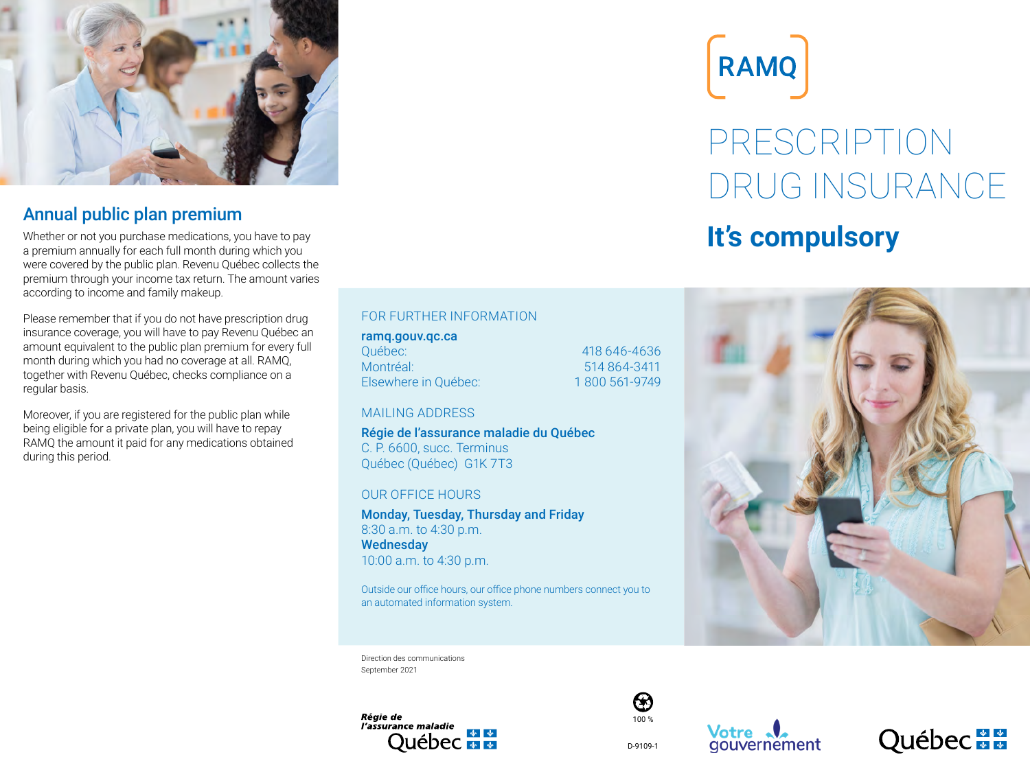RAMQ

# PRESCRIPTION DRUG INSURANCE

## It's compulsory

## Annual public plan premium

Whether or not you purchase medications, you have to pay a premium annually for each full month during which you were covered by the public plan. Revenu Québec collects the premium through your income tax return. The amount varies according to income and family makeup.

Please remember that if you do not have prescription drug insurance coverage, you will have to pay Revenu Québec an amount equivalent to the public plan premium for every full month during which you had no coverage at all. RAMQ, together with Revenu Québec, checks compliance on a regular basis.

Moreover, if you are registered for the public plan while being eligible for a private plan, you will have to repay RAMQ the amount it paid for any medications obtained during this period.

### FOR FURTHER INFORMATION

**ramq.gouv.qc.ca**

| | |
|---|---|
| Québec: | 418 646-4636 |
| Montréal: | 514 864-3411 |
| Elsewhere in Québec: | 1 800 561-9749 |

### MAILING ADDRESS

**Régie de l'assurance maladie du Québec**
C. P. 6600, succ. Terminus
Québec (Québec) G1K 7T3

### OUR OFFICE HOURS

**Monday, Tuesday, Thursday and Friday**
8:30 a.m. to 4:30 p.m.
**Wednesday**
10:00 a.m. to 4:30 p.m.

Outside our office hours, our office phone numbers connect you to an automated information system.

Direction des communications
September 2021

*Régie de l'assurance maladie* Québec

100 %

D-9109-1

Votre gouvernement

Québec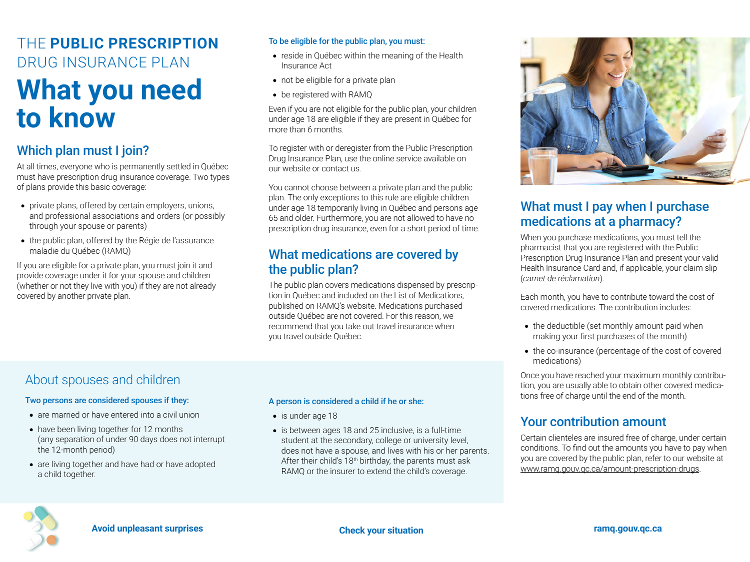# THE **PUBLIC PRESCRIPTION** DRUG INSURANCE PLAN

# What you need to know

## Which plan must I join?

At all times, everyone who is permanently settled in Québec must have prescription drug insurance coverage. Two types of plans provide this basic coverage:

- private plans, offered by certain employers, unions, and professional associations and orders (or possibly through your spouse or parents)
- the public plan, offered by the Régie de l'assurance maladie du Québec (RAMQ)

If you are eligible for a private plan, you must join it and provide coverage under it for your spouse and children (whether or not they live with you) if they are not already covered by another private plan.

**To be eligible for the public plan, you must:**

- reside in Québec within the meaning of the Health Insurance Act
- not be eligible for a private plan
- be registered with RAMQ

Even if you are not eligible for the public plan, your children under age 18 are eligible if they are present in Québec for more than 6 months.

To register with or deregister from the Public Prescription Drug Insurance Plan, use the online service available on our website or contact us.

You cannot choose between a private plan and the public plan. The only exceptions to this rule are eligible children under age 18 temporarily living in Québec and persons age 65 and older. Furthermore, you are not allowed to have no prescription drug insurance, even for a short period of time.

## What medications are covered by the public plan?

The public plan covers medications dispensed by prescription in Québec and included on the List of Medications, published on RAMQ's website. Medications purchased outside Québec are not covered. For this reason, we recommend that you take out travel insurance when you travel outside Québec.

## About spouses and children

**Two persons are considered spouses if they:**

- are married or have entered into a civil union
- have been living together for 12 months (any separation of under 90 days does not interrupt the 12-month period)
- are living together and have had or have adopted a child together.

**A person is considered a child if he or she:**

- is under age 18
- is between ages 18 and 25 inclusive, is a full-time student at the secondary, college or university level, does not have a spouse, and lives with his or her parents. After their child's 18th birthday, the parents must ask RAMQ or the insurer to extend the child's coverage.

## What must I pay when I purchase medications at a pharmacy?

When you purchase medications, you must tell the pharmacist that you are registered with the Public Prescription Drug Insurance Plan and present your valid Health Insurance Card and, if applicable, your claim slip (*carnet de réclamation*).

Each month, you have to contribute toward the cost of covered medications. The contribution includes:

- the deductible (set monthly amount paid when making your first purchases of the month)
- the co-insurance (percentage of the cost of covered medications)

Once you have reached your maximum monthly contribution, you are usually able to obtain other covered medications free of charge until the end of the month.

## Your contribution amount

Certain clienteles are insured free of charge, under certain conditions. To find out the amounts you have to pay when you are covered by the public plan, refer to our website at www.ramq.gouv.qc.ca/amount-prescription-drugs.

**Avoid unpleasant surprises**

**Check your situation**

**ramq.gouv.qc.ca**